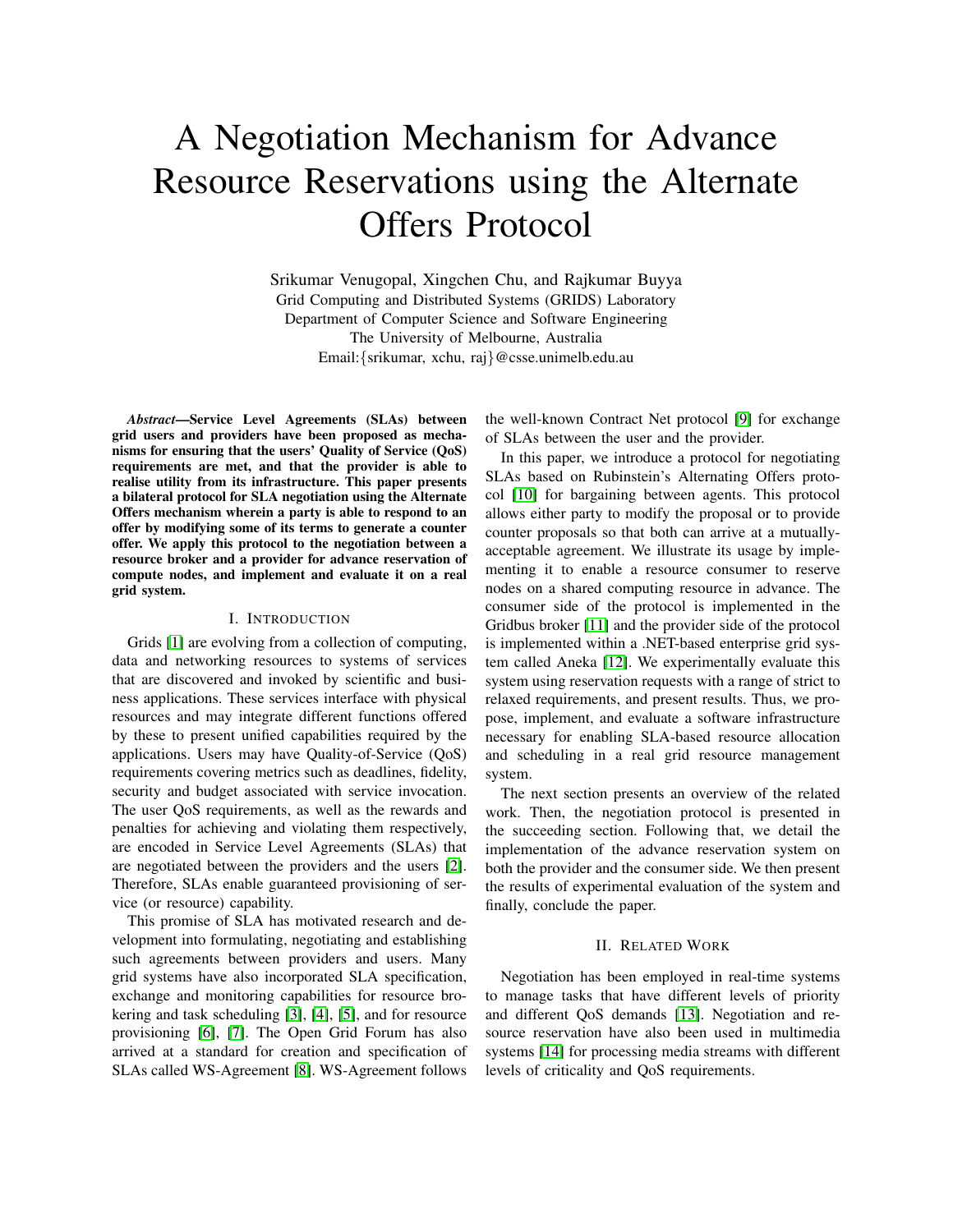# A Negotiation Mechanism for Advance Resource Reservations using the Alternate Offers Protocol

Srikumar Venugopal, Xingchen Chu, and Rajkumar Buyya
Grid Computing and Distributed Systems (GRIDS) Laboratory
Department of Computer Science and Software Engineering
The University of Melbourne, Australia
Email:{srikumar, xchu, raj}@csse.unimelb.edu.au

***Abstract*—Service Level Agreements (SLAs) between grid users and providers have been proposed as mechanisms for ensuring that the users' Quality of Service (QoS) requirements are met, and that the provider is able to realise utility from its infrastructure. This paper presents a bilateral protocol for SLA negotiation using the Alternate Offers mechanism wherein a party is able to respond to an offer by modifying some of its terms to generate a counter offer. We apply this protocol to the negotiation between a resource broker and a provider for advance reservation of compute nodes, and implement and evaluate it on a real grid system.**

## I. Introduction

Grids [1] are evolving from a collection of computing, data and networking resources to systems of services that are discovered and invoked by scientific and business applications. These services interface with physical resources and may integrate different functions offered by these to present unified capabilities required by the applications. Users may have Quality-of-Service (QoS) requirements covering metrics such as deadlines, fidelity, security and budget associated with service invocation. The user QoS requirements, as well as the rewards and penalties for achieving and violating them respectively, are encoded in Service Level Agreements (SLAs) that are negotiated between the providers and the users [2]. Therefore, SLAs enable guaranteed provisioning of service (or resource) capability.

This promise of SLA has motivated research and development into formulating, negotiating and establishing such agreements between providers and users. Many grid systems have also incorporated SLA specification, exchange and monitoring capabilities for resource brokering and task scheduling [3], [4], [5], and for resource provisioning [6], [7]. The Open Grid Forum has also arrived at a standard for creation and specification of SLAs called WS-Agreement [8]. WS-Agreement follows the well-known Contract Net protocol [9] for exchange of SLAs between the user and the provider.

In this paper, we introduce a protocol for negotiating SLAs based on Rubinstein's Alternating Offers protocol [10] for bargaining between agents. This protocol allows either party to modify the proposal or to provide counter proposals so that both can arrive at a mutually-acceptable agreement. We illustrate its usage by implementing it to enable a resource consumer to reserve nodes on a shared computing resource in advance. The consumer side of the protocol is implemented in the Gridbus broker [11] and the provider side of the protocol is implemented within a .NET-based enterprise grid system called Aneka [12]. We experimentally evaluate this system using reservation requests with a range of strict to relaxed requirements, and present results. Thus, we propose, implement, and evaluate a software infrastructure necessary for enabling SLA-based resource allocation and scheduling in a real grid resource management system.

The next section presents an overview of the related work. Then, the negotiation protocol is presented in the succeeding section. Following that, we detail the implementation of the advance reservation system on both the provider and the consumer side. We then present the results of experimental evaluation of the system and finally, conclude the paper.

## II. Related Work

Negotiation has been employed in real-time systems to manage tasks that have different levels of priority and different QoS demands [13]. Negotiation and resource reservation have also been used in multimedia systems [14] for processing media streams with different levels of criticality and QoS requirements.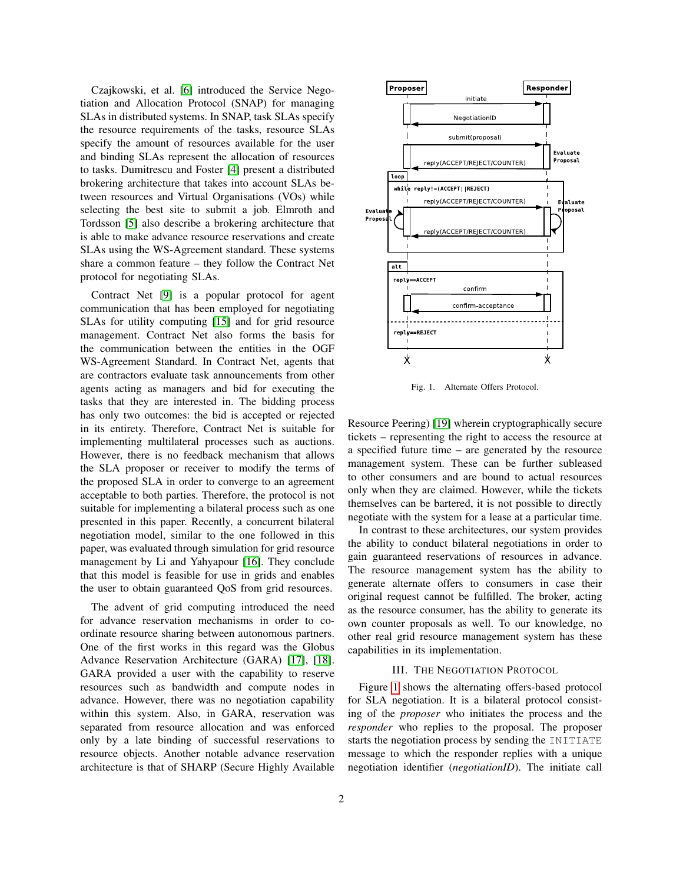Czajkowski, et al. [6] introduced the Service Negotiation and Allocation Protocol (SNAP) for managing SLAs in distributed systems. In SNAP, task SLAs specify the resource requirements of the tasks, resource SLAs specify the amount of resources available for the user and binding SLAs represent the allocation of resources to tasks. Dumitrescu and Foster [4] present a distributed brokering architecture that takes into account SLAs between resources and Virtual Organisations (VOs) while selecting the best site to submit a job. Elmroth and Tordsson [5] also describe a brokering architecture that is able to make advance resource reservations and create SLAs using the WS-Agreement standard. These systems share a common feature – they follow the Contract Net protocol for negotiating SLAs.

Contract Net [9] is a popular protocol for agent communication that has been employed for negotiating SLAs for utility computing [15] and for grid resource management. Contract Net also forms the basis for the communication between the entities in the OGF WS-Agreement Standard. In Contract Net, agents that are contractors evaluate task announcements from other agents acting as managers and bid for executing the tasks that they are interested in. The bidding process has only two outcomes: the bid is accepted or rejected in its entirety. Therefore, Contract Net is suitable for implementing multilateral processes such as auctions. However, there is no feedback mechanism that allows the SLA proposer or receiver to modify the terms of the proposed SLA in order to converge to an agreement acceptable to both parties. Therefore, the protocol is not suitable for implementing a bilateral process such as one presented in this paper. Recently, a concurrent bilateral negotiation model, similar to the one followed in this paper, was evaluated through simulation for grid resource management by Li and Yahyapour [16]. They conclude that this model is feasible for use in grids and enables the user to obtain guaranteed QoS from grid resources.

The advent of grid computing introduced the need for advance reservation mechanisms in order to coordinate resource sharing between autonomous partners. One of the first works in this regard was the Globus Advance Reservation Architecture (GARA) [17], [18]. GARA provided a user with the capability to reserve resources such as bandwidth and compute nodes in advance. However, there was no negotiation capability within this system. Also, in GARA, reservation was separated from resource allocation and was enforced only by a late binding of successful reservations to resource objects. Another notable advance reservation architecture is that of SHARP (Secure Highly Available Resource Peering) [19] wherein cryptographically secure tickets – representing the right to access the resource at a specified future time – are generated by the resource management system. These can be further subleased to other consumers and are bound to actual resources only when they are claimed. However, while the tickets themselves can be bartered, it is not possible to directly negotiate with the system for a lease at a particular time.

Fig. 1. Alternate Offers Protocol.

In contrast to these architectures, our system provides the ability to conduct bilateral negotiations in order to gain guaranteed reservations of resources in advance. The resource management system has the ability to generate alternate offers to consumers in case their original request cannot be fulfilled. The broker, acting as the resource consumer, has the ability to generate its own counter proposals as well. To our knowledge, no other real grid resource management system has these capabilities in its implementation.

## III. The Negotiation Protocol

Figure 1 shows the alternating offers-based protocol for SLA negotiation. It is a bilateral protocol consisting of the *proposer* who initiates the process and the *responder* who replies to the proposal. The proposer starts the negotiation process by sending the `INITIATE` message to which the responder replies with a unique negotiation identifier (*negotiationID*). The initiate call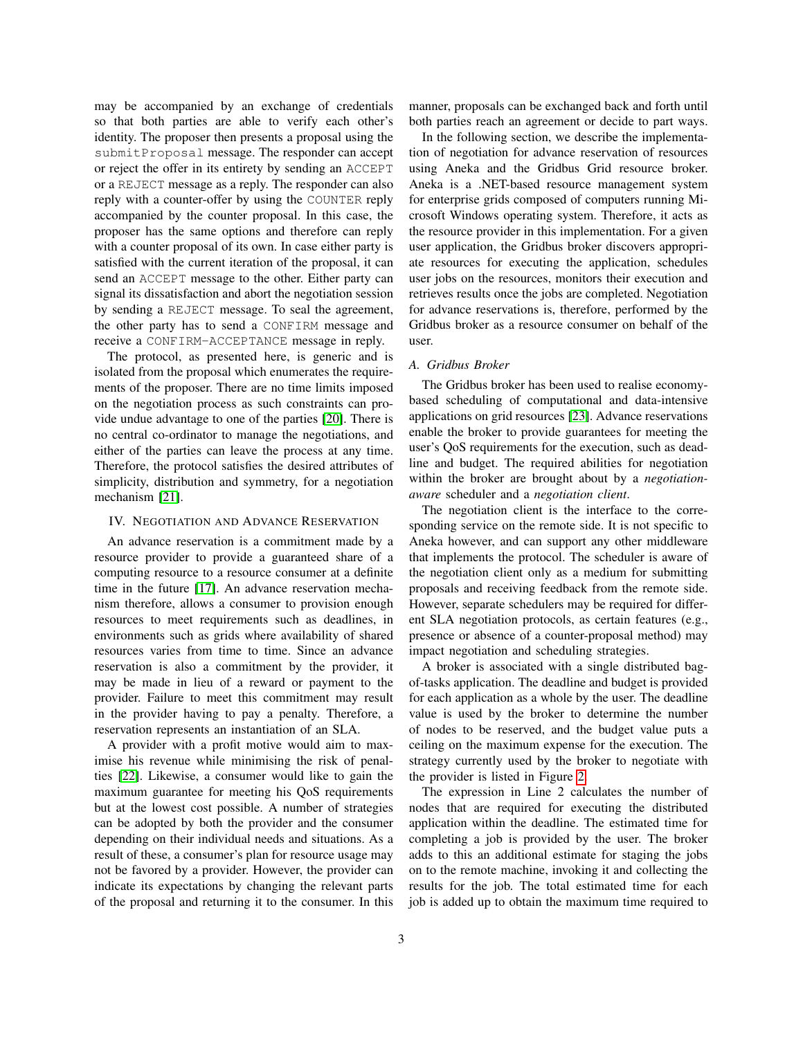may be accompanied by an exchange of credentials so that both parties are able to verify each other's identity. The proposer then presents a proposal using the `submitProposal` message. The responder can accept or reject the offer in its entirety by sending an `ACCEPT` or a `REJECT` message as a reply. The responder can also reply with a counter-offer by using the `COUNTER` reply accompanied by the counter proposal. In this case, the proposer has the same options and therefore can reply with a counter proposal of its own. In case either party is satisfied with the current iteration of the proposal, it can send an `ACCEPT` message to the other. Either party can signal its dissatisfaction and abort the negotiation session by sending a `REJECT` message. To seal the agreement, the other party has to send a `CONFIRM` message and receive a `CONFIRM-ACCEPTANCE` message in reply.

The protocol, as presented here, is generic and is isolated from the proposal which enumerates the requirements of the proposer. There are no time limits imposed on the negotiation process as such constraints can provide undue advantage to one of the parties [20]. There is no central co-ordinator to manage the negotiations, and either of the parties can leave the process at any time. Therefore, the protocol satisfies the desired attributes of simplicity, distribution and symmetry, for a negotiation mechanism [21].

## IV. Negotiation and Advance Reservation

An advance reservation is a commitment made by a resource provider to provide a guaranteed share of a computing resource to a resource consumer at a definite time in the future [17]. An advance reservation mechanism therefore, allows a consumer to provision enough resources to meet requirements such as deadlines, in environments such as grids where availability of shared resources varies from time to time. Since an advance reservation is also a commitment by the provider, it may be made in lieu of a reward or payment to the provider. Failure to meet this commitment may result in the provider having to pay a penalty. Therefore, a reservation represents an instantiation of an SLA.

A provider with a profit motive would aim to maximise his revenue while minimising the risk of penalties [22]. Likewise, a consumer would like to gain the maximum guarantee for meeting his QoS requirements but at the lowest cost possible. A number of strategies can be adopted by both the provider and the consumer depending on their individual needs and situations. As a result of these, a consumer's plan for resource usage may not be favored by a provider. However, the provider can indicate its expectations by changing the relevant parts of the proposal and returning it to the consumer. In this manner, proposals can be exchanged back and forth until both parties reach an agreement or decide to part ways.

In the following section, we describe the implementation of negotiation for advance reservation of resources using Aneka and the Gridbus Grid resource broker. Aneka is a .NET-based resource management system for enterprise grids composed of computers running Microsoft Windows operating system. Therefore, it acts as the resource provider in this implementation. For a given user application, the Gridbus broker discovers appropriate resources for executing the application, schedules user jobs on the resources, monitors their execution and retrieves results once the jobs are completed. Negotiation for advance reservations is, therefore, performed by the Gridbus broker as a resource consumer on behalf of the user.

### A. Gridbus Broker

The Gridbus broker has been used to realise economy-based scheduling of computational and data-intensive applications on grid resources [23]. Advance reservations enable the broker to provide guarantees for meeting the user's QoS requirements for the execution, such as deadline and budget. The required abilities for negotiation within the broker are brought about by a *negotiation-aware* scheduler and a *negotiation client*.

The negotiation client is the interface to the corresponding service on the remote side. It is not specific to Aneka however, and can support any other middleware that implements the protocol. The scheduler is aware of the negotiation client only as a medium for submitting proposals and receiving feedback from the remote side. However, separate schedulers may be required for different SLA negotiation protocols, as certain features (e.g., presence or absence of a counter-proposal method) may impact negotiation and scheduling strategies.

A broker is associated with a single distributed bag-of-tasks application. The deadline and budget is provided for each application as a whole by the user. The deadline value is used by the broker to determine the number of nodes to be reserved, and the budget value puts a ceiling on the maximum expense for the execution. The strategy currently used by the broker to negotiate with the provider is listed in Figure 2.

The expression in Line 2 calculates the number of nodes that are required for executing the distributed application within the deadline. The estimated time for completing a job is provided by the user. The broker adds to this an additional estimate for staging the jobs on to the remote machine, invoking it and collecting the results for the job. The total estimated time for each job is added up to obtain the maximum time required to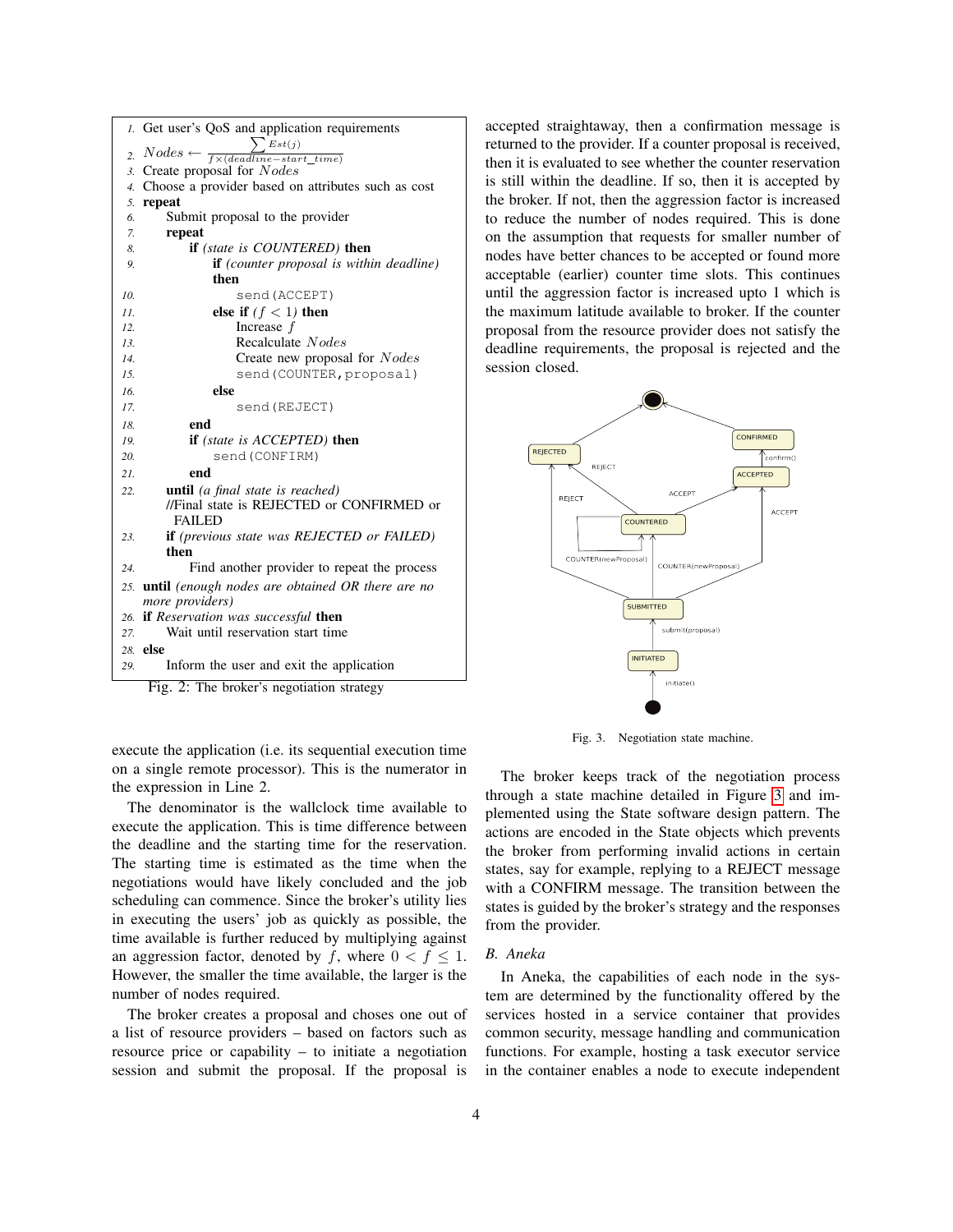```
1.  Get user's QoS and application requirements
2.  Nodes ← ΣEst(j) / (f×(deadline−start_time))
3.  Create proposal for Nodes
4.  Choose a provider based on attributes such as cost
5.  repeat
6.      Submit proposal to the provider
7.      repeat
8.          if (state is COUNTERED) then
9.              if (counter proposal is within deadline)
                then
10.                 send(ACCEPT)
11.             else if (f < 1) then
12.                 Increase f
13.                 Recalculate Nodes
14.                 Create new proposal for Nodes
15.                 send(COUNTER,proposal)
16.             else
17.                 send(REJECT)
18.         end
19.         if (state is ACCEPTED) then
20.             send(CONFIRM)
21.         end
22.     until (a final state is reached)
        //Final state is REJECTED or CONFIRMED or
        FAILED
23.     if (previous state was REJECTED or FAILED)
        then
24.         Find another provider to repeat the process
25. until (enough nodes are obtained OR there are no
    more providers)
26. if Reservation was successful then
27.     Wait until reservation start time
28. else
29.     Inform the user and exit the application
```

Fig. 2: The broker's negotiation strategy

execute the application (i.e. its sequential execution time on a single remote processor). This is the numerator in the expression in Line 2.

The denominator is the wallclock time available to execute the application. This is time difference between the deadline and the starting time for the reservation. The starting time is estimated as the time when the negotiations would have likely concluded and the job scheduling can commence. Since the broker's utility lies in executing the users' job as quickly as possible, the time available is further reduced by multiplying against an aggression factor, denoted by $f$, where $0 < f \leq 1$. However, the smaller the time available, the larger is the number of nodes required.

The broker creates a proposal and choses one out of a list of resource providers – based on factors such as resource price or capability – to initiate a negotiation session and submit the proposal. If the proposal is accepted straightaway, then a confirmation message is returned to the provider. If a counter proposal is received, then it is evaluated to see whether the counter reservation is still within the deadline. If so, then it is accepted by the broker. If not, then the aggression factor is increased to reduce the number of nodes required. This is done on the assumption that requests for smaller number of nodes have better chances to be accepted or found more acceptable (earlier) counter time slots. This continues until the aggression factor is increased upto 1 which is the maximum latitude available to broker. If the counter proposal from the resource provider does not satisfy the deadline requirements, the proposal is rejected and the session closed.

Fig. 3. Negotiation state machine.

The broker keeps track of the negotiation process through a state machine detailed in Figure 3 and implemented using the State software design pattern. The actions are encoded in the State objects which prevents the broker from performing invalid actions in certain states, say for example, replying to a REJECT message with a CONFIRM message. The transition between the states is guided by the broker's strategy and the responses from the provider.

### B. Aneka

In Aneka, the capabilities of each node in the system are determined by the functionality offered by the services hosted in a service container that provides common security, message handling and communication functions. For example, hosting a task executor service in the container enables a node to execute independent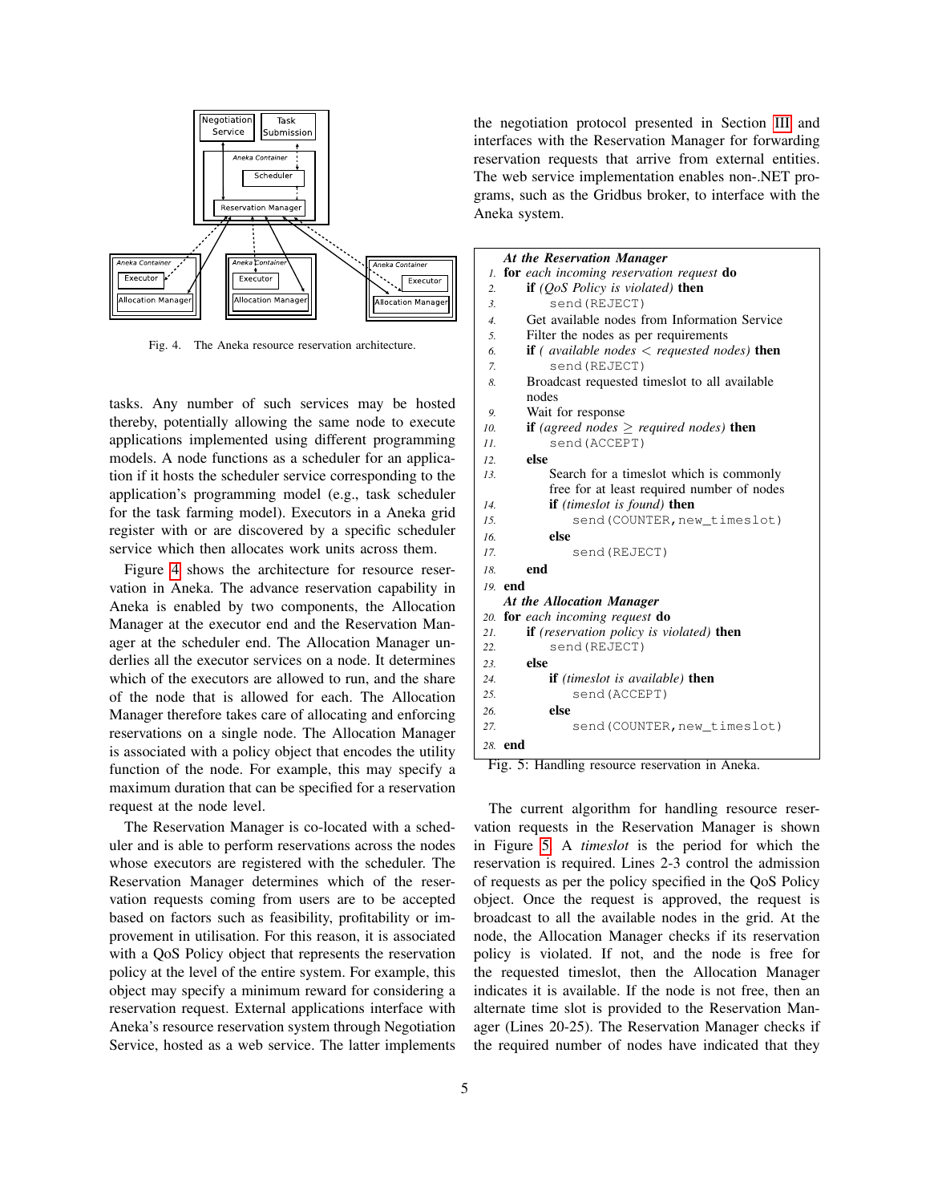Negotiation Service

Task Submission

Aneka Container

Scheduler

Reservation Manager

Aneka Container

Executor

Allocation Manager

Aneka Container

Executor

Allocation Manager

Aneka Container

Executor

Allocation Manager

Fig. 4. The Aneka resource reservation architecture.

tasks. Any number of such services may be hosted thereby, potentially allowing the same node to execute applications implemented using different programming models. A node functions as a scheduler for an application if it hosts the scheduler service corresponding to the application's programming model (e.g., task scheduler for the task farming model). Executors in a Aneka grid register with or are discovered by a specific scheduler service which then allocates work units across them.

Figure 4 shows the architecture for resource reservation in Aneka. The advance reservation capability in Aneka is enabled by two components, the Allocation Manager at the executor end and the Reservation Manager at the scheduler end. The Allocation Manager underlies all the executor services on a node. It determines which of the executors are allowed to run, and the share of the node that is allowed for each. The Allocation Manager therefore takes care of allocating and enforcing reservations on a single node. The Allocation Manager is associated with a policy object that encodes the utility function of the node. For example, this may specify a maximum duration that can be specified for a reservation request at the node level.

The Reservation Manager is co-located with a scheduler and is able to perform reservations across the nodes whose executors are registered with the scheduler. The Reservation Manager determines which of the reservation requests coming from users are to be accepted based on factors such as feasibility, profitability or improvement in utilisation. For this reason, it is associated with a QoS Policy object that represents the reservation policy at the level of the entire system. For example, this object may specify a minimum reward for considering a reservation request. External applications interface with Aneka's resource reservation system through Negotiation Service, hosted as a web service. The latter implements the negotiation protocol presented in Section III and interfaces with the Reservation Manager for forwarding reservation requests that arrive from external entities. The web service implementation enables non-.NET programs, such as the Gridbus broker, to interface with the Aneka system.

***At the Reservation Manager***

1. **for** *each incoming reservation request* **do**
2. **if** *(QoS Policy is violated)* **then**
3. `send(REJECT)`
4. Get available nodes from Information Service
5. Filter the nodes as per requirements
6. **if** *( available nodes < requested nodes)* **then**
7. `send(REJECT)`
8. Broadcast requested timeslot to all available nodes
9. Wait for response
10. **if** *(agreed nodes ≥ required nodes)* **then**
11. `send(ACCEPT)`
12. **else**
13. Search for a timeslot which is commonly free for at least required number of nodes
14. **if** *(timeslot is found)* **then**
15. `send(COUNTER,new_timeslot)`
16. **else**
17. `send(REJECT)`
18. **end**
19. **end**

***At the Allocation Manager***

20. **for** *each incoming request* **do**
21. **if** *(reservation policy is violated)* **then**
22. `send(REJECT)`
23. **else**
24. **if** *(timeslot is available)* **then**
25. `send(ACCEPT)`
26. **else**
27. `send(COUNTER,new_timeslot)`
28. **end**

Fig. 5: Handling resource reservation in Aneka.

The current algorithm for handling resource reservation requests in the Reservation Manager is shown in Figure 5. A *timeslot* is the period for which the reservation is required. Lines 2-3 control the admission of requests as per the policy specified in the QoS Policy object. Once the request is approved, the request is broadcast to all the available nodes in the grid. At the node, the Allocation Manager checks if its reservation policy is violated. If not, and the node is free for the requested timeslot, then the Allocation Manager indicates it is available. If the node is not free, then an alternate time slot is provided to the Reservation Manager (Lines 20-25). The Reservation Manager checks if the required number of nodes have indicated that they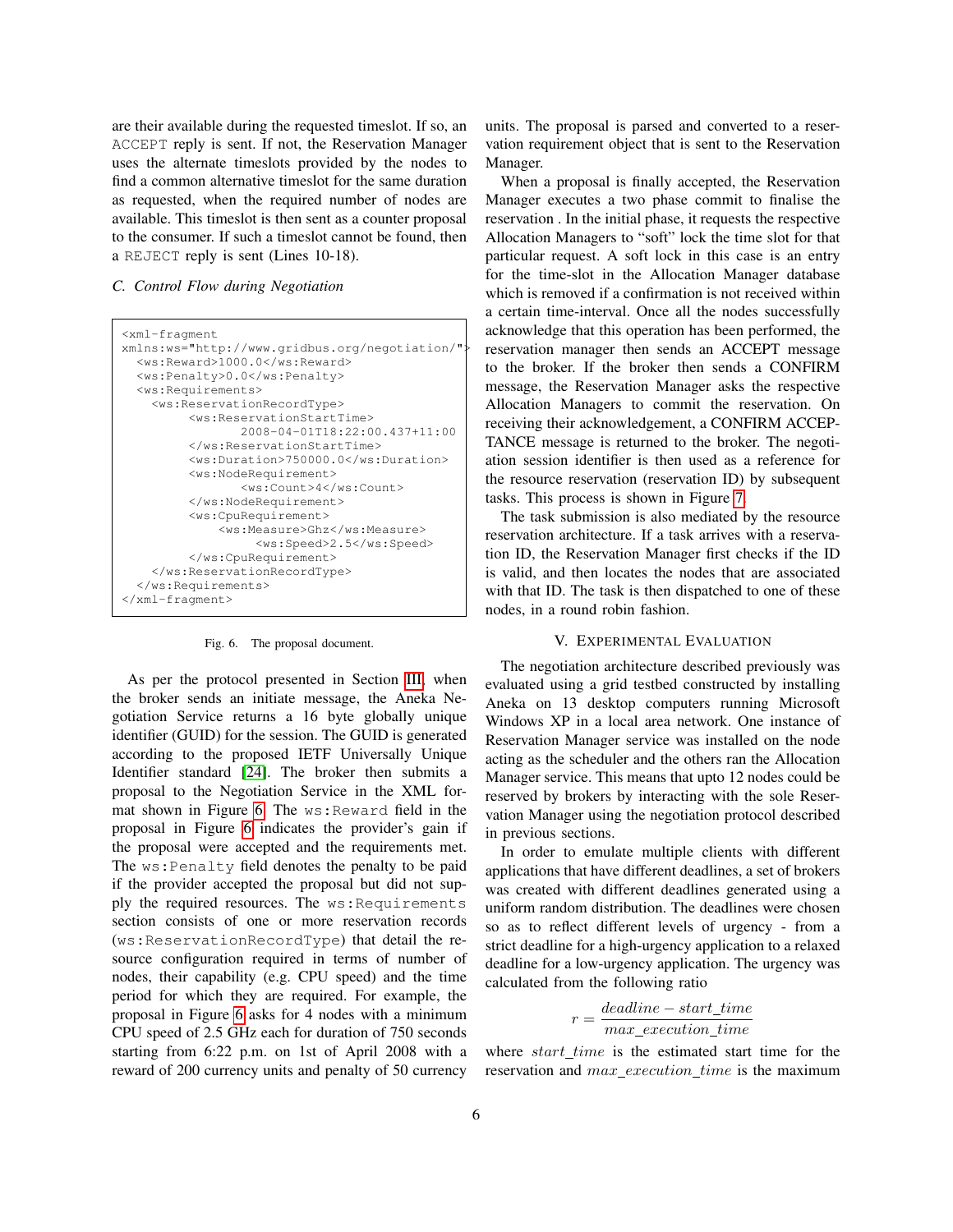are their available during the requested timeslot. If so, an ACCEPT reply is sent. If not, the Reservation Manager uses the alternate timeslots provided by the nodes to find a common alternative timeslot for the same duration as requested, when the required number of nodes are available. This timeslot is then sent as a counter proposal to the consumer. If such a timeslot cannot be found, then a REJECT reply is sent (Lines 10-18).

### C. Control Flow during Negotiation

```
<xml-fragment
xmlns:ws="http://www.gridbus.org/negotiation/">
  <ws:Reward>1000.0</ws:Reward>
  <ws:Penalty>0.0</ws:Penalty>
  <ws:Requirements>
    <ws:ReservationRecordType>
         <ws:ReservationStartTime>
                2008-04-01T18:22:00.437+11:00
         </ws:ReservationStartTime>
         <ws:Duration>750000.0</ws:Duration>
         <ws:NodeRequirement>
                <ws:Count>4</ws:Count>
         </ws:NodeRequirement>
         <ws:CpuRequirement>
              <ws:Measure>Ghz</ws:Measure>
                  <ws:Speed>2.5</ws:Speed>
         </ws:CpuRequirement>
    </ws:ReservationRecordType>
  </ws:Requirements>
</xml-fragment>
```

Fig. 6. The proposal document.

As per the protocol presented in Section III, when the broker sends an initiate message, the Aneka Negotiation Service returns a 16 byte globally unique identifier (GUID) for the session. The GUID is generated according to the proposed IETF Universally Unique Identifier standard [24]. The broker then submits a proposal to the Negotiation Service in the XML format shown in Figure 6. The ws:Reward field in the proposal in Figure 6 indicates the provider's gain if the proposal were accepted and the requirements met. The ws:Penalty field denotes the penalty to be paid if the provider accepted the proposal but did not supply the required resources. The ws:Requirements section consists of one or more reservation records (ws:ReservationRecordType) that detail the resource configuration required in terms of number of nodes, their capability (e.g. CPU speed) and the time period for which they are required. For example, the proposal in Figure 6 asks for 4 nodes with a minimum CPU speed of 2.5 GHz each for duration of 750 seconds starting from 6:22 p.m. on 1st of April 2008 with a reward of 200 currency units and penalty of 50 currency units. The proposal is parsed and converted to a reservation requirement object that is sent to the Reservation Manager.

When a proposal is finally accepted, the Reservation Manager executes a two phase commit to finalise the reservation . In the initial phase, it requests the respective Allocation Managers to "soft" lock the time slot for that particular request. A soft lock in this case is an entry for the time-slot in the Allocation Manager database which is removed if a confirmation is not received within a certain time-interval. Once all the nodes successfully acknowledge that this operation has been performed, the reservation manager then sends an ACCEPT message to the broker. If the broker then sends a CONFIRM message, the Reservation Manager asks the respective Allocation Managers to commit the reservation. On receiving their acknowledgement, a CONFIRM ACCEPTANCE message is returned to the broker. The negotiation session identifier is then used as a reference for the resource reservation (reservation ID) by subsequent tasks. This process is shown in Figure 7.

The task submission is also mediated by the resource reservation architecture. If a task arrives with a reservation ID, the Reservation Manager first checks if the ID is valid, and then locates the nodes that are associated with that ID. The task is then dispatched to one of these nodes, in a round robin fashion.

## V. Experimental Evaluation

The negotiation architecture described previously was evaluated using a grid testbed constructed by installing Aneka on 13 desktop computers running Microsoft Windows XP in a local area network. One instance of Reservation Manager service was installed on the node acting as the scheduler and the others ran the Allocation Manager service. This means that upto 12 nodes could be reserved by brokers by interacting with the sole Reservation Manager using the negotiation protocol described in previous sections.

In order to emulate multiple clients with different applications that have different deadlines, a set of brokers was created with different deadlines generated using a uniform random distribution. The deadlines were chosen so as to reflect different levels of urgency - from a strict deadline for a high-urgency application to a relaxed deadline for a low-urgency application. The urgency was calculated from the following ratio

$$r = \frac{deadline - start\_time}{max\_execution\_time}$$

where $start\_time$ is the estimated start time for the reservation and $max\_execution\_time$ is the maximum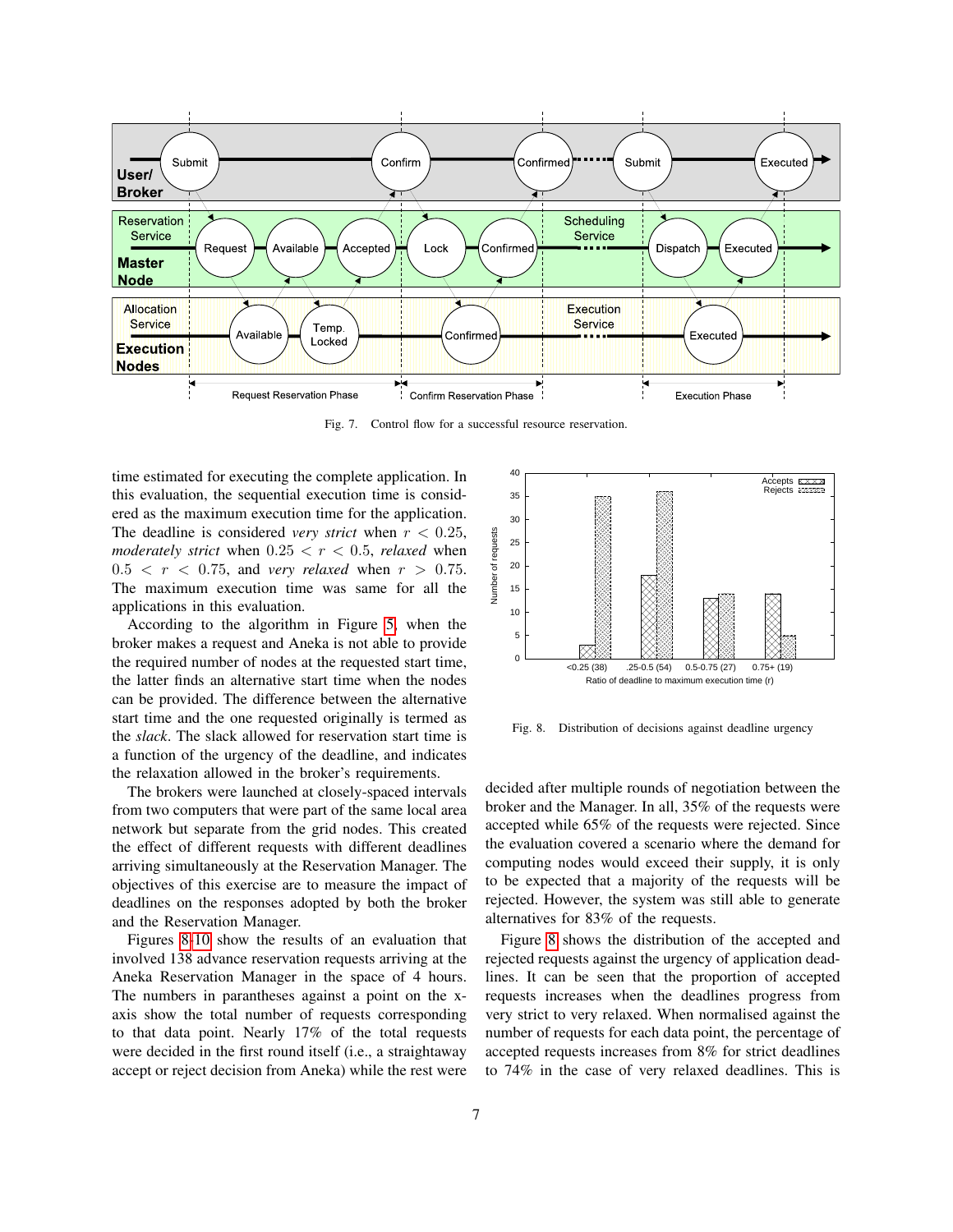Fig. 7. Control flow for a successful resource reservation.

time estimated for executing the complete application. In this evaluation, the sequential execution time is considered as the maximum execution time for the application. The deadline is considered *very strict* when $r < 0.25$, *moderately strict* when $0.25 < r < 0.5$, *relaxed* when $0.5 < r < 0.75$, and *very relaxed* when $r > 0.75$. The maximum execution time was same for all the applications in this evaluation.

According to the algorithm in Figure 5, when the broker makes a request and Aneka is not able to provide the required number of nodes at the requested start time, the latter finds an alternative start time when the nodes can be provided. The difference between the alternative start time and the one requested originally is termed as the *slack*. The slack allowed for reservation start time is a function of the urgency of the deadline, and indicates the relaxation allowed in the broker's requirements.

The brokers were launched at closely-spaced intervals from two computers that were part of the same local area network but separate from the grid nodes. This created the effect of different requests with different deadlines arriving simultaneously at the Reservation Manager. The objectives of this exercise are to measure the impact of deadlines on the responses adopted by both the broker and the Reservation Manager.

Figures 8-10 show the results of an evaluation that involved 138 advance reservation requests arriving at the Aneka Reservation Manager in the space of 4 hours. The numbers in parantheses against a point on the x-axis show the total number of requests corresponding to that data point. Nearly 17% of the total requests were decided in the first round itself (i.e., a straightaway accept or reject decision from Aneka) while the rest were decided after multiple rounds of negotiation between the broker and the Manager. In all, 35% of the requests were accepted while 65% of the requests were rejected. Since the evaluation covered a scenario where the demand for computing nodes would exceed their supply, it is only to be expected that a majority of the requests will be rejected. However, the system was still able to generate alternatives for 83% of the requests.

Fig. 8. Distribution of decisions against deadline urgency

Figure 8 shows the distribution of the accepted and rejected requests against the urgency of application deadlines. It can be seen that the proportion of accepted requests increases when the deadlines progress from very strict to very relaxed. When normalised against the number of requests for each data point, the percentage of accepted requests increases from 8% for strict deadlines to 74% in the case of very relaxed deadlines. This is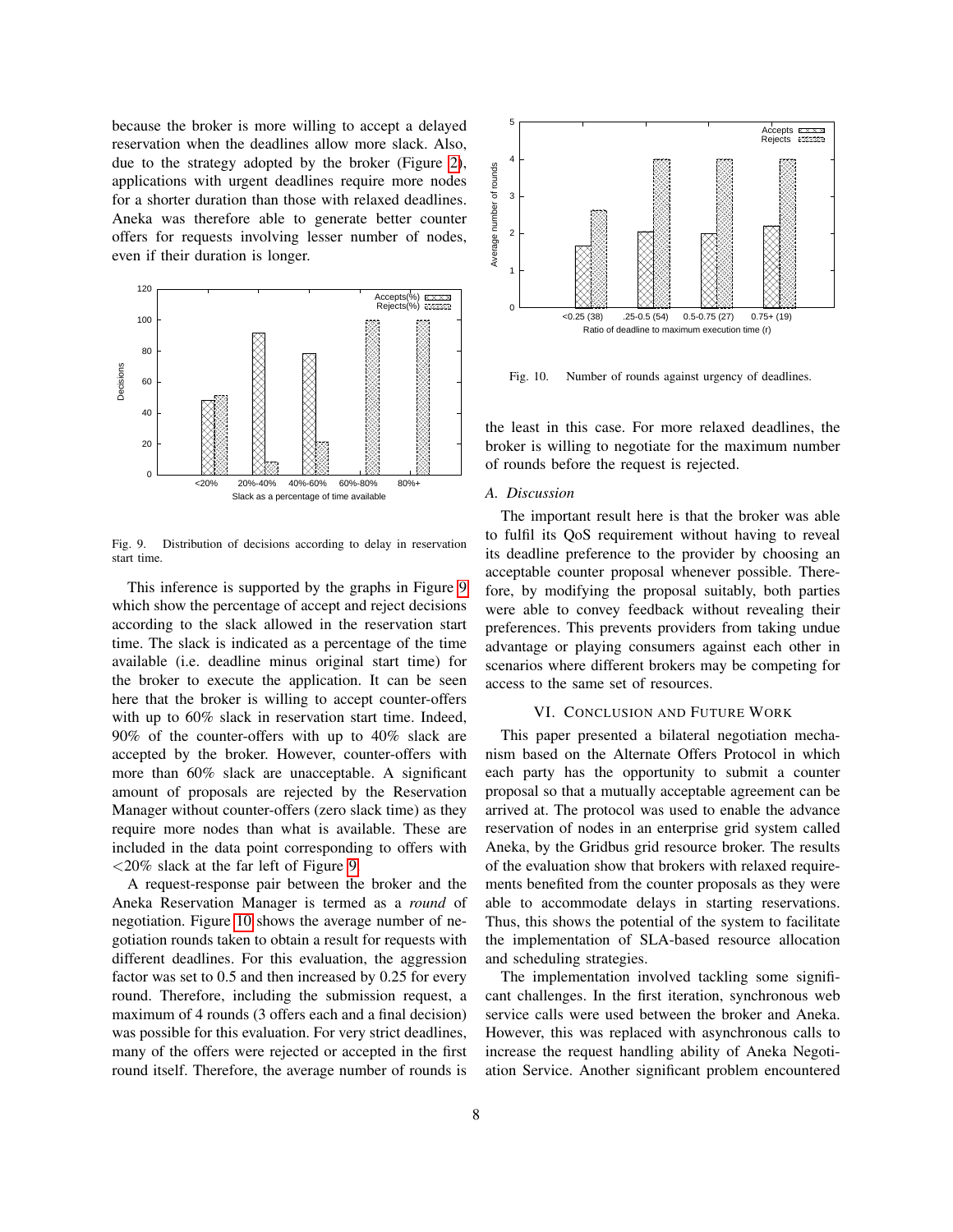because the broker is more willing to accept a delayed reservation when the deadlines allow more slack. Also, due to the strategy adopted by the broker (Figure 2), applications with urgent deadlines require more nodes for a shorter duration than those with relaxed deadlines. Aneka was therefore able to generate better counter offers for requests involving lesser number of nodes, even if their duration is longer.

Fig. 9. Distribution of decisions according to delay in reservation start time.

This inference is supported by the graphs in Figure 9 which show the percentage of accept and reject decisions according to the slack allowed in the reservation start time. The slack is indicated as a percentage of the time available (i.e. deadline minus original start time) for the broker to execute the application. It can be seen here that the broker is willing to accept counter-offers with up to 60% slack in reservation start time. Indeed, 90% of the counter-offers with up to 40% slack are accepted by the broker. However, counter-offers with more than 60% slack are unacceptable. A significant amount of proposals are rejected by the Reservation Manager without counter-offers (zero slack time) as they require more nodes than what is available. These are included in the data point corresponding to offers with <20% slack at the far left of Figure 9.

A request-response pair between the broker and the Aneka Reservation Manager is termed as a *round* of negotiation. Figure 10 shows the average number of negotiation rounds taken to obtain a result for requests with different deadlines. For this evaluation, the aggression factor was set to 0.5 and then increased by 0.25 for every round. Therefore, including the submission request, a maximum of 4 rounds (3 offers each and a final decision) was possible for this evaluation. For very strict deadlines, many of the offers were rejected or accepted in the first round itself. Therefore, the average number of rounds is the least in this case. For more relaxed deadlines, the broker is willing to negotiate for the maximum number of rounds before the request is rejected.

Fig. 10. Number of rounds against urgency of deadlines.

### A. Discussion

The important result here is that the broker was able to fulfil its QoS requirement without having to reveal its deadline preference to the provider by choosing an acceptable counter proposal whenever possible. Therefore, by modifying the proposal suitably, both parties were able to convey feedback without revealing their preferences. This prevents providers from taking undue advantage or playing consumers against each other in scenarios where different brokers may be competing for access to the same set of resources.

## VI. Conclusion and Future Work

This paper presented a bilateral negotiation mechanism based on the Alternate Offers Protocol in which each party has the opportunity to submit a counter proposal so that a mutually acceptable agreement can be arrived at. The protocol was used to enable the advance reservation of nodes in an enterprise grid system called Aneka, by the Gridbus grid resource broker. The results of the evaluation show that brokers with relaxed requirements benefited from the counter proposals as they were able to accommodate delays in starting reservations. Thus, this shows the potential of the system to facilitate the implementation of SLA-based resource allocation and scheduling strategies.

The implementation involved tackling some significant challenges. In the first iteration, synchronous web service calls were used between the broker and Aneka. However, this was replaced with asynchronous calls to increase the request handling ability of Aneka Negotiation Service. Another significant problem encountered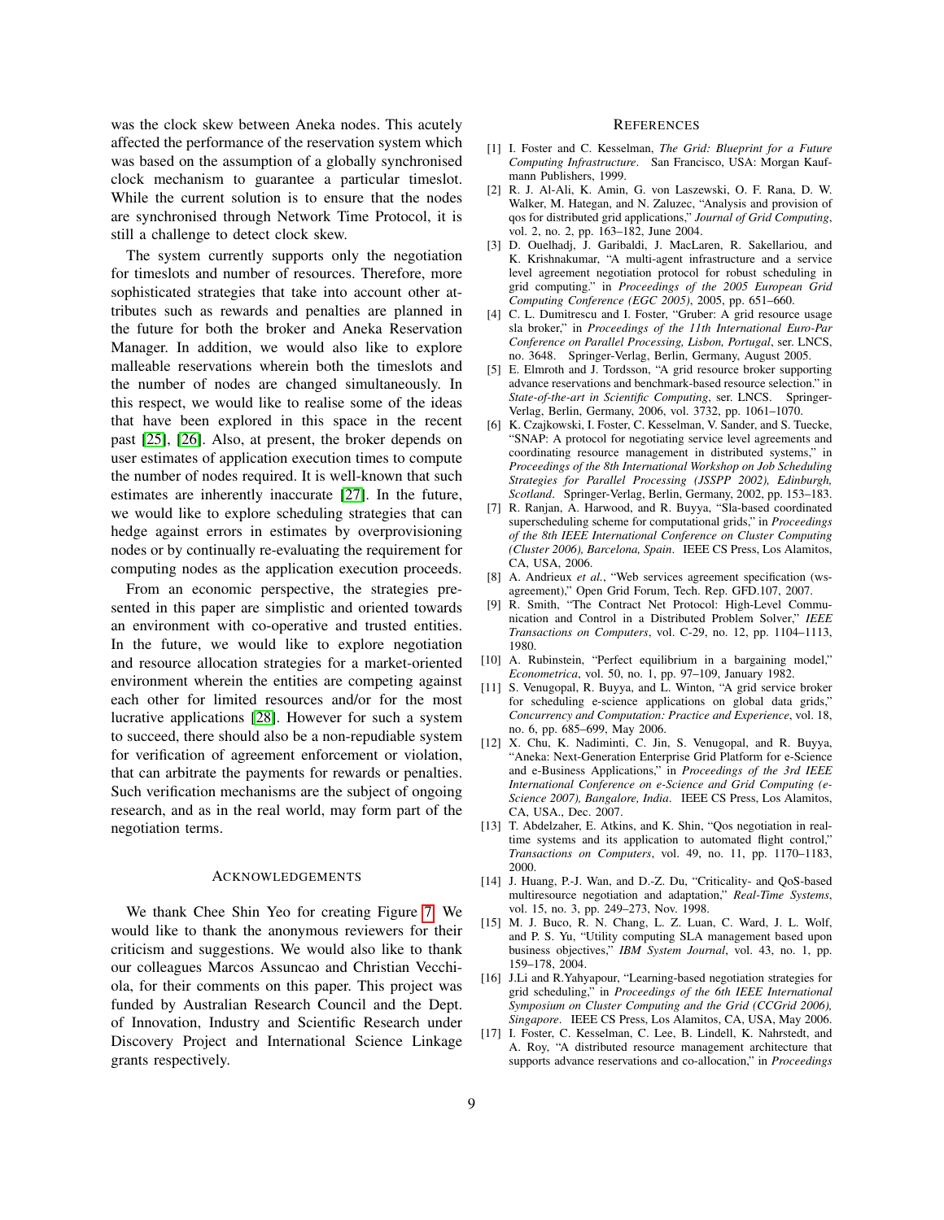was the clock skew between Aneka nodes. This acutely affected the performance of the reservation system which was based on the assumption of a globally synchronised clock mechanism to guarantee a particular timeslot. While the current solution is to ensure that the nodes are synchronised through Network Time Protocol, it is still a challenge to detect clock skew.

The system currently supports only the negotiation for timeslots and number of resources. Therefore, more sophisticated strategies that take into account other attributes such as rewards and penalties are planned in the future for both the broker and Aneka Reservation Manager. In addition, we would also like to explore malleable reservations wherein both the timeslots and the number of nodes are changed simultaneously. In this respect, we would like to realise some of the ideas that have been explored in this space in the recent past [25], [26]. Also, at present, the broker depends on user estimates of application execution times to compute the number of nodes required. It is well-known that such estimates are inherently inaccurate [27]. In the future, we would like to explore scheduling strategies that can hedge against errors in estimates by overprovisioning nodes or by continually re-evaluating the requirement for computing nodes as the application execution proceeds.

From an economic perspective, the strategies presented in this paper are simplistic and oriented towards an environment with co-operative and trusted entities. In the future, we would like to explore negotiation and resource allocation strategies for a market-oriented environment wherein the entities are competing against each other for limited resources and/or for the most lucrative applications [28]. However for such a system to succeed, there should also be a non-repudiable system for verification of agreement enforcement or violation, that can arbitrate the payments for rewards or penalties. Such verification mechanisms are the subject of ongoing research, and as in the real world, may form part of the negotiation terms.

## Acknowledgements

We thank Chee Shin Yeo for creating Figure 7. We would like to thank the anonymous reviewers for their criticism and suggestions. We would also like to thank our colleagues Marcos Assuncao and Christian Vecchiola, for their comments on this paper. This project was funded by Australian Research Council and the Dept. of Innovation, Industry and Scientific Research under Discovery Project and International Science Linkage grants respectively.

## References

[1] I. Foster and C. Kesselman, *The Grid: Blueprint for a Future Computing Infrastructure*. San Francisco, USA: Morgan Kaufmann Publishers, 1999.

[2] R. J. Al-Ali, K. Amin, G. von Laszewski, O. F. Rana, D. W. Walker, M. Hategan, and N. Zaluzec, "Analysis and provision of qos for distributed grid applications," *Journal of Grid Computing*, vol. 2, no. 2, pp. 163–182, June 2004.

[3] D. Ouelhadj, J. Garibaldi, J. MacLaren, R. Sakellariou, and K. Krishnakumar, "A multi-agent infrastructure and a service level agreement negotiation protocol for robust scheduling in grid computing." in *Proceedings of the 2005 European Grid Computing Conference (EGC 2005)*, 2005, pp. 651–660.

[4] C. L. Dumitrescu and I. Foster, "Gruber: A grid resource usage sla broker," in *Proceedings of the 11th International Euro-Par Conference on Parallel Processing, Lisbon, Portugal*, ser. LNCS, no. 3648. Springer-Verlag, Berlin, Germany, August 2005.

[5] E. Elmroth and J. Tordsson, "A grid resource broker supporting advance reservations and benchmark-based resource selection." in *State-of-the-art in Scientific Computing*, ser. LNCS. Springer-Verlag, Berlin, Germany, 2006, vol. 3732, pp. 1061–1070.

[6] K. Czajkowski, I. Foster, C. Kesselman, V. Sander, and S. Tuecke, "SNAP: A protocol for negotiating service level agreements and coordinating resource management in distributed systems," in *Proceedings of the 8th International Workshop on Job Scheduling Strategies for Parallel Processing (JSSPP 2002), Edinburgh, Scotland*. Springer-Verlag, Berlin, Germany, 2002, pp. 153–183.

[7] R. Ranjan, A. Harwood, and R. Buyya, "Sla-based coordinated superscheduling scheme for computational grids," in *Proceedings of the 8th IEEE International Conference on Cluster Computing (Cluster 2006), Barcelona, Spain*. IEEE CS Press, Los Alamitos, CA, USA, 2006.

[8] A. Andrieux *et al.*, "Web services agreement specification (ws-agreement)," Open Grid Forum, Tech. Rep. GFD.107, 2007.

[9] R. Smith, "The Contract Net Protocol: High-Level Communication and Control in a Distributed Problem Solver," *IEEE Transactions on Computers*, vol. C-29, no. 12, pp. 1104–1113, 1980.

[10] A. Rubinstein, "Perfect equilibrium in a bargaining model," *Econometrica*, vol. 50, no. 1, pp. 97–109, January 1982.

[11] S. Venugopal, R. Buyya, and L. Winton, "A grid service broker for scheduling e-science applications on global data grids," *Concurrency and Computation: Practice and Experience*, vol. 18, no. 6, pp. 685–699, May 2006.

[12] X. Chu, K. Nadiminti, C. Jin, S. Venugopal, and R. Buyya, "Aneka: Next-Generation Enterprise Grid Platform for e-Science and e-Business Applications," in *Proceedings of the 3rd IEEE International Conference on e-Science and Grid Computing (e-Science 2007), Bangalore, India*. IEEE CS Press, Los Alamitos, CA, USA., Dec. 2007.

[13] T. Abdelzaher, E. Atkins, and K. Shin, "Qos negotiation in real-time systems and its application to automated flight control," *Transactions on Computers*, vol. 49, no. 11, pp. 1170–1183, 2000.

[14] J. Huang, P.-J. Wan, and D.-Z. Du, "Criticality- and QoS-based multiresource negotiation and adaptation," *Real-Time Systems*, vol. 15, no. 3, pp. 249–273, Nov. 1998.

[15] M. J. Buco, R. N. Chang, L. Z. Luan, C. Ward, J. L. Wolf, and P. S. Yu, "Utility computing SLA management based upon business objectives," *IBM System Journal*, vol. 43, no. 1, pp. 159–178, 2004.

[16] J.Li and R.Yahyapour, "Learning-based negotiation strategies for grid scheduling," in *Proceedings of the 6th IEEE International Symposium on Cluster Computing and the Grid (CCGrid 2006), Singapore*. IEEE CS Press, Los Alamitos, CA, USA, May 2006.

[17] I. Foster, C. Kesselman, C. Lee, B. Lindell, K. Nahrstedt, and A. Roy, "A distributed resource management architecture that supports advance reservations and co-allocation," in *Proceedings*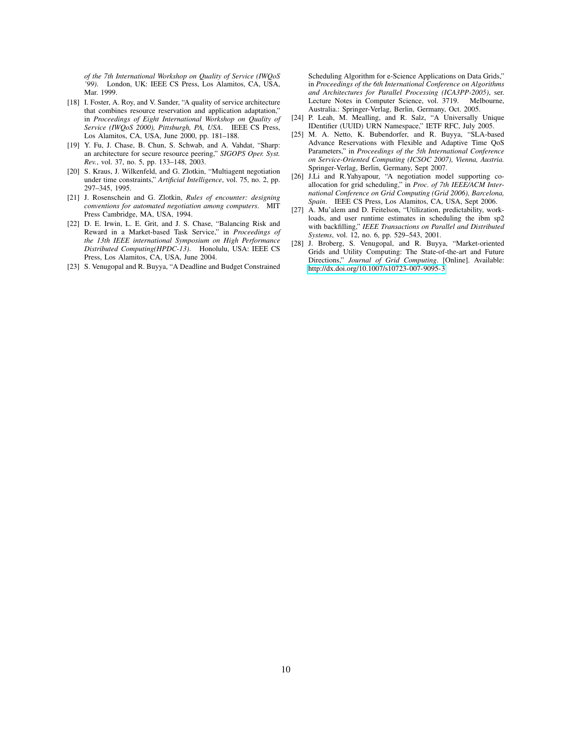*of the 7th International Workshop on Quality of Service (IWQoS '99)*. London, UK: IEEE CS Press, Los Alamitos, CA, USA, Mar. 1999.

[18] I. Foster, A. Roy, and V. Sander, "A quality of service architecture that combines resource reservation and application adaptation," in *Proceedings of Eight International Workshop on Quality of Service (IWQoS 2000), Pittsburgh, PA, USA*. IEEE CS Press, Los Alamitos, CA, USA, June 2000, pp. 181–188.

[19] Y. Fu, J. Chase, B. Chun, S. Schwab, and A. Vahdat, "Sharp: an architecture for secure resource peering," *SIGOPS Oper. Syst. Rev.*, vol. 37, no. 5, pp. 133–148, 2003.

[20] S. Kraus, J. Wilkenfeld, and G. Zlotkin, "Multiagent negotiation under time constraints," *Artificial Intelligence*, vol. 75, no. 2, pp. 297–345, 1995.

[21] J. Rosenschein and G. Zlotkin, *Rules of encounter: designing conventions for automated negotiation among computers*. MIT Press Cambridge, MA, USA, 1994.

[22] D. E. Irwin, L. E. Grit, and J. S. Chase, "Balancing Risk and Reward in a Market-based Task Service," in *Proceedings of the 13th IEEE international Symposium on High Performance Distributed Computing(HPDC-13)*. Honolulu, USA: IEEE CS Press, Los Alamitos, CA, USA, June 2004.

[23] S. Venugopal and R. Buyya, "A Deadline and Budget Constrained Scheduling Algorithm for e-Science Applications on Data Grids," in *Proceedings of the 6th International Conference on Algorithms and Architectures for Parallel Processing (ICA3PP-2005)*, ser. Lecture Notes in Computer Science, vol. 3719. Melbourne, Australia.: Springer-Verlag, Berlin, Germany, Oct. 2005.

[24] P. Leah, M. Mealling, and R. Salz, "A Universally Unique IDentifier (UUID) URN Namespace," IETF RFC, July 2005.

[25] M. A. Netto, K. Bubendorfer, and R. Buyya, "SLA-based Advance Reservations with Flexible and Adaptive Time QoS Parameters," in *Proceedings of the 5th International Conference on Service-Oriented Computing (ICSOC 2007), Vienna, Austria.* Springer-Verlag, Berlin, Germany, Sept 2007.

[26] J.Li and R.Yahyapour, "A negotiation model supporting co-allocation for grid scheduling," in *Proc. of 7th IEEE/ACM International Conference on Grid Computing (Grid 2006), Barcelona, Spain*. IEEE CS Press, Los Alamitos, CA, USA, Sept 2006.

[27] A. Mu'alem and D. Feitelson, "Utilization, predictability, workloads, and user runtime estimates in scheduling the ibm sp2 with backfilling," *IEEE Transactions on Parallel and Distributed Systems*, vol. 12, no. 6, pp. 529–543, 2001.

[28] J. Broberg, S. Venugopal, and R. Buyya, "Market-oriented Grids and Utility Computing: The State-of-the-art and Future Directions," *Journal of Grid Computing*. [Online]. Available: http://dx.doi.org/10.1007/s10723-007-9095-3